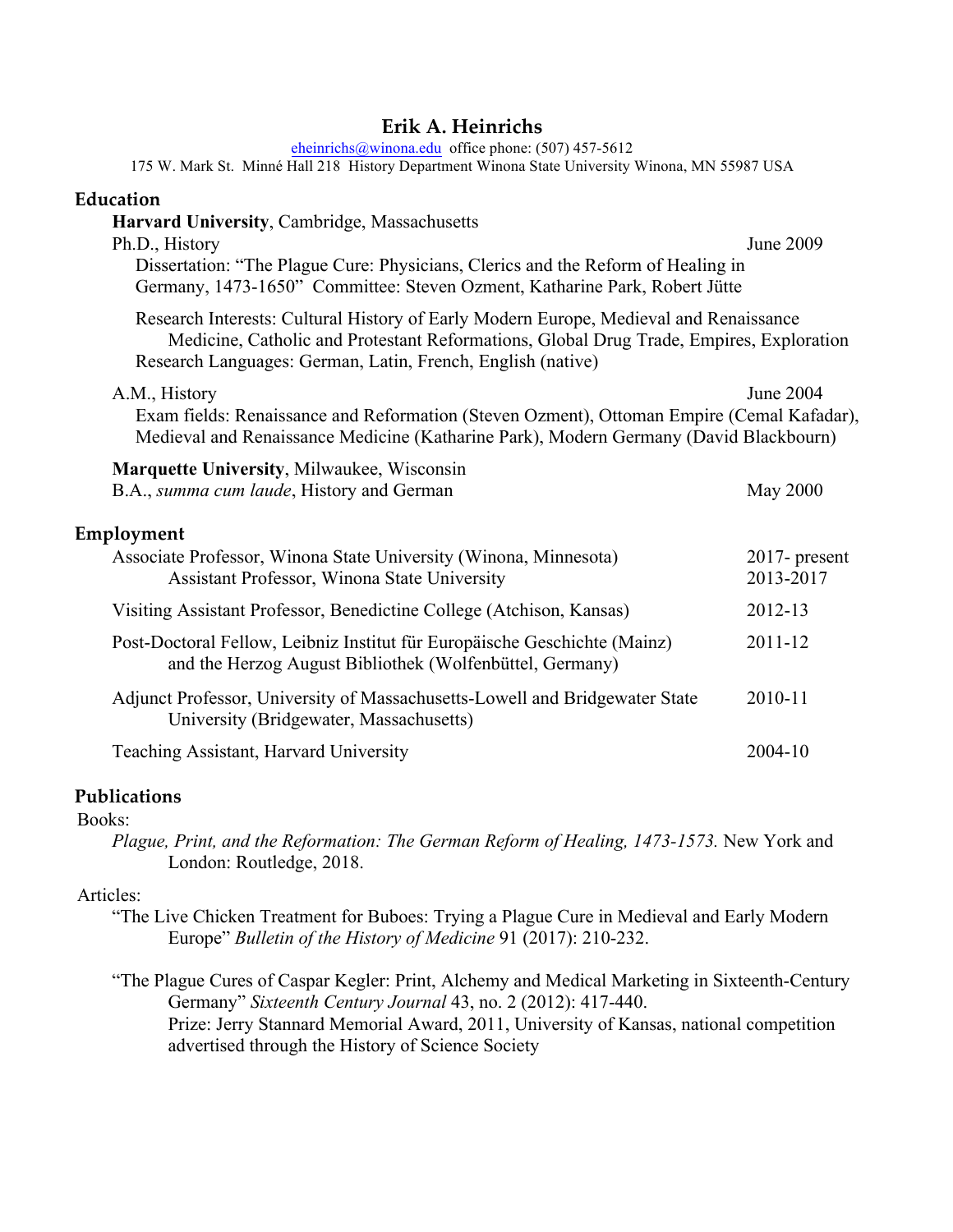# Erik A. Heinrichs

eheinrichs@winona.edu office phone: (507) 457-5612
175 W. Mark St. Minné Hall 218 History Department Winona State University Winona, MN 55987 USA

## Education

**Harvard University**, Cambridge, Massachusetts

Ph.D., History — June 2009

Dissertation: "The Plague Cure: Physicians, Clerics and the Reform of Healing in Germany, 1473-1650" Committee: Steven Ozment, Katharine Park, Robert Jütte

Research Interests: Cultural History of Early Modern Europe, Medieval and Renaissance Medicine, Catholic and Protestant Reformations, Global Drug Trade, Empires, Exploration
Research Languages: German, Latin, French, English (native)

A.M., History — June 2004

Exam fields: Renaissance and Reformation (Steven Ozment), Ottoman Empire (Cemal Kafadar), Medieval and Renaissance Medicine (Katharine Park), Modern Germany (David Blackbourn)

**Marquette University**, Milwaukee, Wisconsin

B.A., *summa cum laude*, History and German — May 2000

## Employment

Associate Professor, Winona State University (Winona, Minnesota) — 2017- present
Assistant Professor, Winona State University — 2013-2017

Visiting Assistant Professor, Benedictine College (Atchison, Kansas) — 2012-13

Post-Doctoral Fellow, Leibniz Institut für Europäische Geschichte (Mainz) and the Herzog August Bibliothek (Wolfenbüttel, Germany) — 2011-12

Adjunct Professor, University of Massachusetts-Lowell and Bridgewater State University (Bridgewater, Massachusetts) — 2010-11

Teaching Assistant, Harvard University — 2004-10

## Publications

Books:

*Plague, Print, and the Reformation: The German Reform of Healing, 1473-1573.* New York and London: Routledge, 2018.

Articles:

"The Live Chicken Treatment for Buboes: Trying a Plague Cure in Medieval and Early Modern Europe" *Bulletin of the History of Medicine* 91 (2017): 210-232.

"The Plague Cures of Caspar Kegler: Print, Alchemy and Medical Marketing in Sixteenth-Century Germany" *Sixteenth Century Journal* 43, no. 2 (2012): 417-440.
Prize: Jerry Stannard Memorial Award, 2011, University of Kansas, national competition advertised through the History of Science Society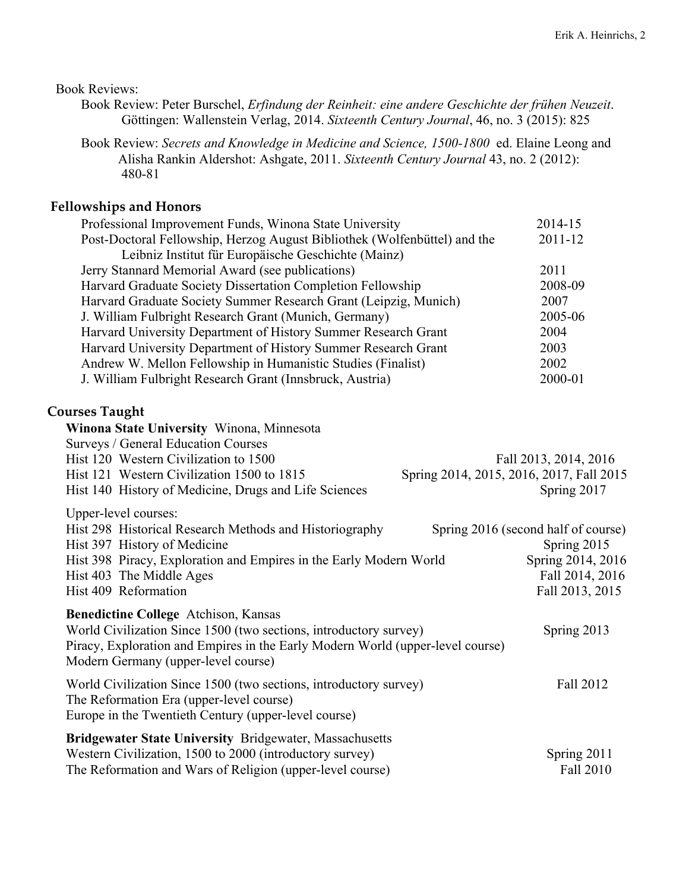Book Reviews:

Book Review: Peter Burschel, *Erfindung der Reinheit: eine andere Geschichte der frühen Neuzeit*. Göttingen: Wallenstein Verlag, 2014. *Sixteenth Century Journal*, 46, no. 3 (2015): 825

Book Review: *Secrets and Knowledge in Medicine and Science, 1500-1800* ed. Elaine Leong and Alisha Rankin Aldershot: Ashgate, 2011. *Sixteenth Century Journal* 43, no. 2 (2012): 480-81

## Fellowships and Honors

| | |
|---|---|
| Professional Improvement Funds, Winona State University | 2014-15 |
| Post-Doctoral Fellowship, Herzog August Bibliothek (Wolfenbüttel) and the Leibniz Institut für Europäische Geschichte (Mainz) | 2011-12 |
| Jerry Stannard Memorial Award (see publications) | 2011 |
| Harvard Graduate Society Dissertation Completion Fellowship | 2008-09 |
| Harvard Graduate Society Summer Research Grant (Leipzig, Munich) | 2007 |
| J. William Fulbright Research Grant (Munich, Germany) | 2005-06 |
| Harvard University Department of History Summer Research Grant | 2004 |
| Harvard University Department of History Summer Research Grant | 2003 |
| Andrew W. Mellon Fellowship in Humanistic Studies (Finalist) | 2002 |
| J. William Fulbright Research Grant (Innsbruck, Austria) | 2000-01 |

## Courses Taught

**Winona State University** Winona, Minnesota

Surveys / General Education Courses

| | |
|---|---|
| Hist 120 Western Civilization to 1500 | Fall 2013, 2014, 2016 |
| Hist 121 Western Civilization 1500 to 1815 | Spring 2014, 2015, 2016, 2017, Fall 2015 |
| Hist 140 History of Medicine, Drugs and Life Sciences | Spring 2017 |

Upper-level courses:

| | |
|---|---|
| Hist 298 Historical Research Methods and Historiography | Spring 2016 (second half of course) |
| Hist 397 History of Medicine | Spring 2015 |
| Hist 398 Piracy, Exploration and Empires in the Early Modern World | Spring 2014, 2016 |
| Hist 403 The Middle Ages | Fall 2014, 2016 |
| Hist 409 Reformation | Fall 2013, 2015 |

**Benedictine College** Atchison, Kansas

World Civilization Since 1500 (two sections, introductory survey) — Spring 2013
Piracy, Exploration and Empires in the Early Modern World (upper-level course)
Modern Germany (upper-level course)

World Civilization Since 1500 (two sections, introductory survey) — Fall 2012
The Reformation Era (upper-level course)
Europe in the Twentieth Century (upper-level course)

**Bridgewater State University** Bridgewater, Massachusetts

Western Civilization, 1500 to 2000 (introductory survey) — Spring 2011
The Reformation and Wars of Religion (upper-level course) — Fall 2010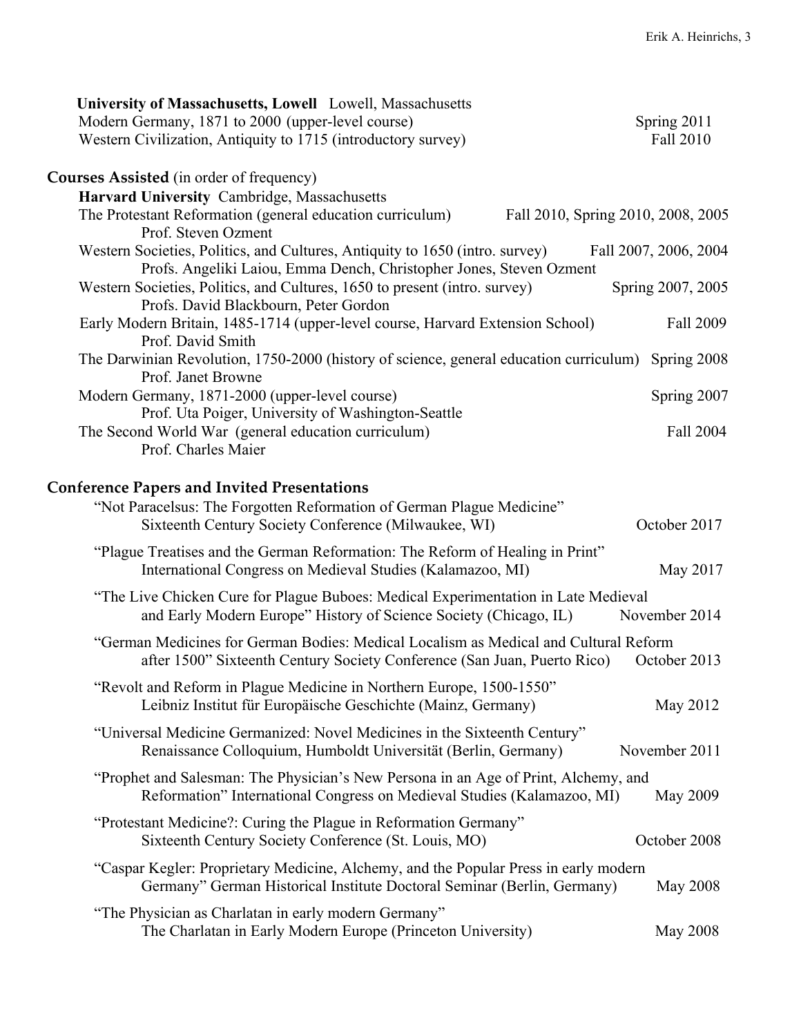**University of Massachusetts, Lowell** Lowell, Massachusetts

Modern Germany, 1871 to 2000 (upper-level course) — Spring 2011

Western Civilization, Antiquity to 1715 (introductory survey) — Fall 2010

## Courses Assisted (in order of frequency)

**Harvard University** Cambridge, Massachusetts

The Protestant Reformation (general education curriculum) — Fall 2010, Spring 2010, 2008, 2005
Prof. Steven Ozment

Western Societies, Politics, and Cultures, Antiquity to 1650 (intro. survey) — Fall 2007, 2006, 2004
Profs. Angeliki Laiou, Emma Dench, Christopher Jones, Steven Ozment

Western Societies, Politics, and Cultures, 1650 to present (intro. survey) — Spring 2007, 2005
Profs. David Blackbourn, Peter Gordon

Early Modern Britain, 1485-1714 (upper-level course, Harvard Extension School) — Fall 2009
Prof. David Smith

The Darwinian Revolution, 1750-2000 (history of science, general education curriculum) — Spring 2008
Prof. Janet Browne

Modern Germany, 1871-2000 (upper-level course) — Spring 2007
Prof. Uta Poiger, University of Washington-Seattle

The Second World War (general education curriculum) — Fall 2004
Prof. Charles Maier

## Conference Papers and Invited Presentations

"Not Paracelsus: The Forgotten Reformation of German Plague Medicine"
Sixteenth Century Society Conference (Milwaukee, WI) — October 2017

"Plague Treatises and the German Reformation: The Reform of Healing in Print"
International Congress on Medieval Studies (Kalamazoo, MI) — May 2017

"The Live Chicken Cure for Plague Buboes: Medical Experimentation in Late Medieval and Early Modern Europe" History of Science Society (Chicago, IL) — November 2014

"German Medicines for German Bodies: Medical Localism as Medical and Cultural Reform after 1500" Sixteenth Century Society Conference (San Juan, Puerto Rico) — October 2013

"Revolt and Reform in Plague Medicine in Northern Europe, 1500-1550"
Leibniz Institut für Europäische Geschichte (Mainz, Germany) — May 2012

"Universal Medicine Germanized: Novel Medicines in the Sixteenth Century"
Renaissance Colloquium, Humboldt Universität (Berlin, Germany) — November 2011

"Prophet and Salesman: The Physician's New Persona in an Age of Print, Alchemy, and Reformation" International Congress on Medieval Studies (Kalamazoo, MI) — May 2009

"Protestant Medicine?: Curing the Plague in Reformation Germany"
Sixteenth Century Society Conference (St. Louis, MO) — October 2008

"Caspar Kegler: Proprietary Medicine, Alchemy, and the Popular Press in early modern Germany" German Historical Institute Doctoral Seminar (Berlin, Germany) — May 2008

"The Physician as Charlatan in early modern Germany"
The Charlatan in Early Modern Europe (Princeton University) — May 2008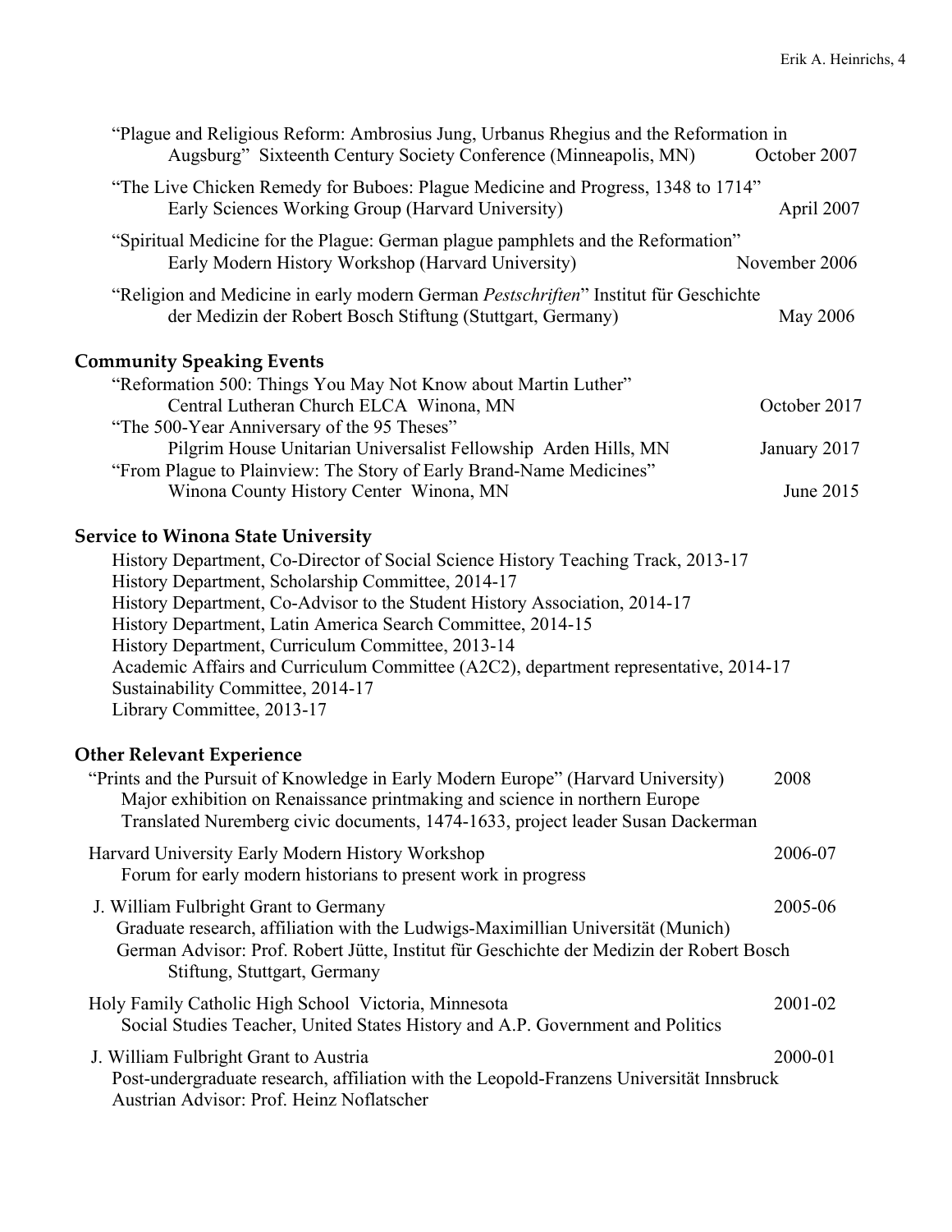"Plague and Religious Reform: Ambrosius Jung, Urbanus Rhegius and the Reformation in Augsburg" Sixteenth Century Society Conference (Minneapolis, MN) October 2007

"The Live Chicken Remedy for Buboes: Plague Medicine and Progress, 1348 to 1714" Early Sciences Working Group (Harvard University) April 2007

"Spiritual Medicine for the Plague: German plague pamphlets and the Reformation" Early Modern History Workshop (Harvard University) November 2006

"Religion and Medicine in early modern German *Pestschriften*" Institut für Geschichte der Medizin der Robert Bosch Stiftung (Stuttgart, Germany) May 2006

## Community Speaking Events

"Reformation 500: Things You May Not Know about Martin Luther"
Central Lutheran Church ELCA Winona, MN October 2017

"The 500-Year Anniversary of the 95 Theses"
Pilgrim House Unitarian Universalist Fellowship Arden Hills, MN January 2017

"From Plague to Plainview: The Story of Early Brand-Name Medicines"
Winona County History Center Winona, MN June 2015

## Service to Winona State University

History Department, Co-Director of Social Science History Teaching Track, 2013-17
History Department, Scholarship Committee, 2014-17
History Department, Co-Advisor to the Student History Association, 2014-17
History Department, Latin America Search Committee, 2014-15
History Department, Curriculum Committee, 2013-14
Academic Affairs and Curriculum Committee (A2C2), department representative, 2014-17
Sustainability Committee, 2014-17
Library Committee, 2013-17

## Other Relevant Experience

"Prints and the Pursuit of Knowledge in Early Modern Europe" (Harvard University) 2008
Major exhibition on Renaissance printmaking and science in northern Europe
Translated Nuremberg civic documents, 1474-1633, project leader Susan Dackerman

Harvard University Early Modern History Workshop 2006-07
Forum for early modern historians to present work in progress

J. William Fulbright Grant to Germany 2005-06
Graduate research, affiliation with the Ludwigs-Maximillian Universität (Munich)
German Advisor: Prof. Robert Jütte, Institut für Geschichte der Medizin der Robert Bosch Stiftung, Stuttgart, Germany

Holy Family Catholic High School Victoria, Minnesota 2001-02
Social Studies Teacher, United States History and A.P. Government and Politics

J. William Fulbright Grant to Austria 2000-01
Post-undergraduate research, affiliation with the Leopold-Franzens Universität Innsbruck
Austrian Advisor: Prof. Heinz Noflatscher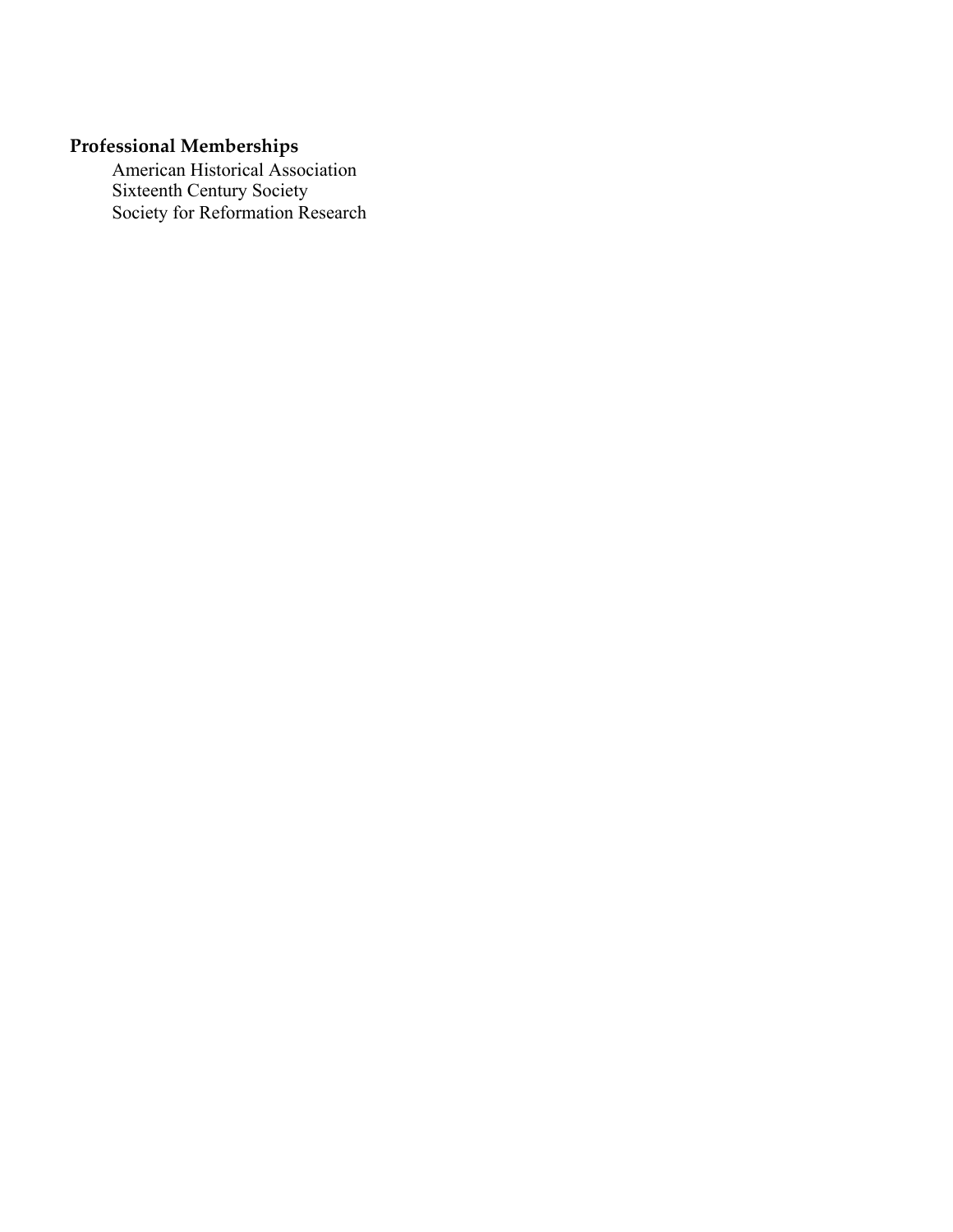**Professional Memberships**

American Historical Association
Sixteenth Century Society
Society for Reformation Research